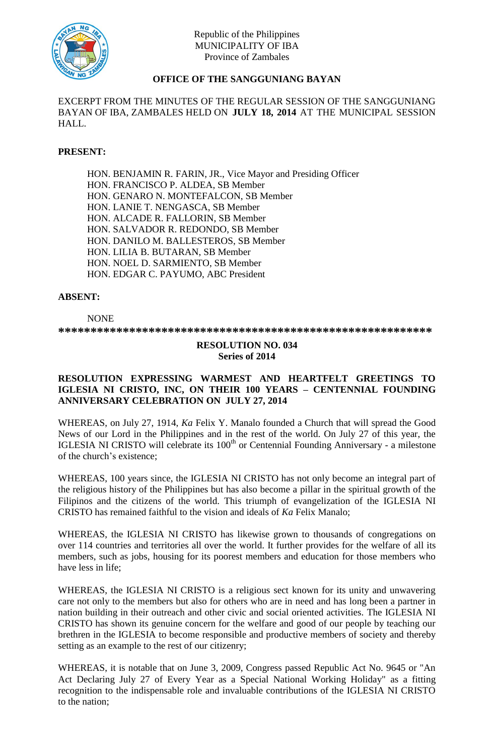Republic of the Philippines
MUNICIPALITY OF IBA
Province of Zambales

**OFFICE OF THE SANGGUNIANG BAYAN**

EXCERPT FROM THE MINUTES OF THE REGULAR SESSION OF THE SANGGUNIANG BAYAN OF IBA, ZAMBALES HELD ON **JULY 18, 2014** AT THE MUNICIPAL SESSION HALL.

**PRESENT:**

HON. BENJAMIN R. FARIN, JR., Vice Mayor and Presiding Officer
HON. FRANCISCO P. ALDEA, SB Member
HON. GENARO N. MONTEFALCON, SB Member
HON. LANIE T. NENGASCA, SB Member
HON. ALCADE R. FALLORIN, SB Member
HON. SALVADOR R. REDONDO, SB Member
HON. DANILO M. BALLESTEROS, SB Member
HON. LILIA B. BUTARAN, SB Member
HON. NOEL D. SARMIENTO, SB Member
HON. EDGAR C. PAYUMO, ABC President

**ABSENT:**

NONE

**************************************************************

**RESOLUTION NO. 034**
**Series of 2014**

**RESOLUTION EXPRESSING WARMEST AND HEARTFELT GREETINGS TO IGLESIA NI CRISTO, INC, ON THEIR 100 YEARS – CENTENNIAL FOUNDING ANNIVERSARY CELEBRATION ON JULY 27, 2014**

WHEREAS, on July 27, 1914, *Ka* Felix Y. Manalo founded a Church that will spread the Good News of our Lord in the Philippines and in the rest of the world. On July 27 of this year, the IGLESIA NI CRISTO will celebrate its 100$^{th}$ or Centennial Founding Anniversary - a milestone of the church's existence;

WHEREAS, 100 years since, the IGLESIA NI CRISTO has not only become an integral part of the religious history of the Philippines but has also become a pillar in the spiritual growth of the Filipinos and the citizens of the world. This triumph of evangelization of the IGLESIA NI CRISTO has remained faithful to the vision and ideals of *Ka* Felix Manalo;

WHEREAS, the IGLESIA NI CRISTO has likewise grown to thousands of congregations on over 114 countries and territories all over the world. It further provides for the welfare of all its members, such as jobs, housing for its poorest members and education for those members who have less in life;

WHEREAS, the IGLESIA NI CRISTO is a religious sect known for its unity and unwavering care not only to the members but also for others who are in need and has long been a partner in nation building in their outreach and other civic and social oriented activities. The IGLESIA NI CRISTO has shown its genuine concern for the welfare and good of our people by teaching our brethren in the IGLESIA to become responsible and productive members of society and thereby setting as an example to the rest of our citizenry;

WHEREAS, it is notable that on June 3, 2009, Congress passed Republic Act No. 9645 or "An Act Declaring July 27 of Every Year as a Special National Working Holiday" as a fitting recognition to the indispensable role and invaluable contributions of the IGLESIA NI CRISTO to the nation;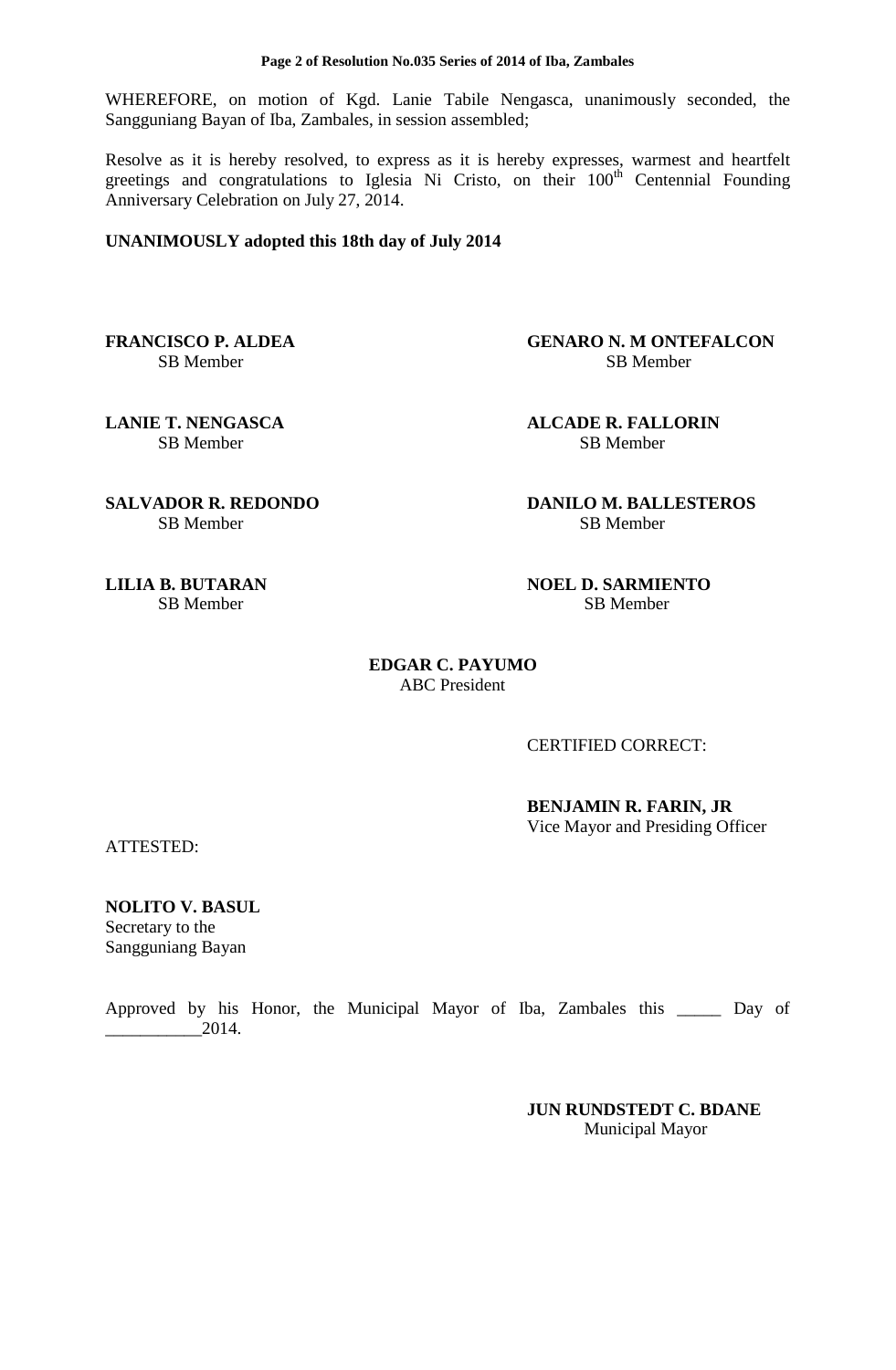WHEREFORE, on motion of Kgd. Lanie Tabile Nengasca, unanimously seconded, the Sangguniang Bayan of Iba, Zambales, in session assembled;

Resolve as it is hereby resolved, to express as it is hereby expresses, warmest and heartfelt greetings and congratulations to Iglesia Ni Cristo, on their 100th Centennial Founding Anniversary Celebration on July 27, 2014.

**UNANIMOUSLY adopted this 18th day of July 2014**

**FRANCISCO P. ALDEA**
SB Member

**GENARO N. M ONTEFALCON**
SB Member

**LANIE T. NENGASCA**
SB Member

**ALCADE R. FALLORIN**
SB Member

**SALVADOR R. REDONDO**
SB Member

**DANILO M. BALLESTEROS**
SB Member

**LILIA B. BUTARAN**
SB Member

**NOEL D. SARMIENTO**
SB Member

**EDGAR C. PAYUMO**
ABC President

CERTIFIED CORRECT:

**BENJAMIN R. FARIN, JR**
Vice Mayor and Presiding Officer

ATTESTED:

**NOLITO V. BASUL**
Secretary to the
Sangguniang Bayan

Approved by his Honor, the Municipal Mayor of Iba, Zambales this _____ Day of ___________2014.

**JUN RUNDSTEDT C. BDANE**
Municipal Mayor